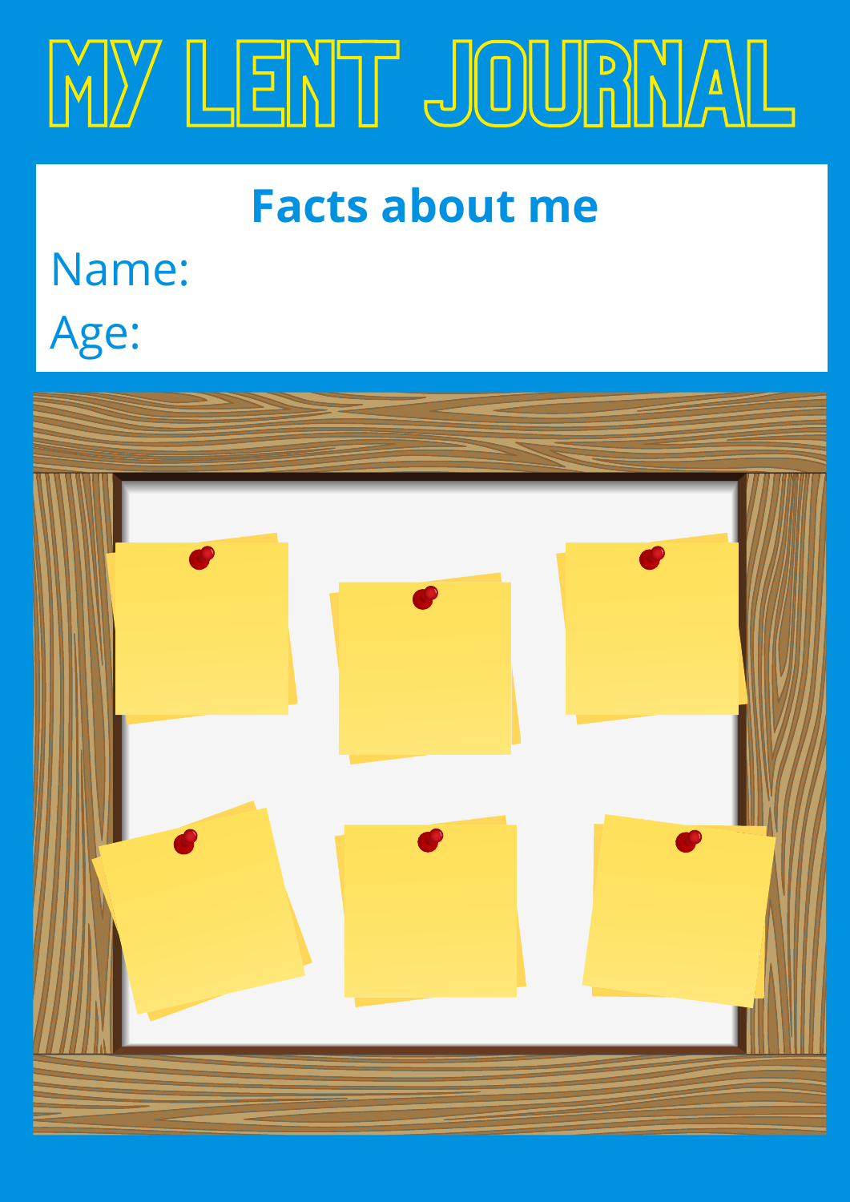# MY LENT JOURNAL

## Facts about me

Name:

Age: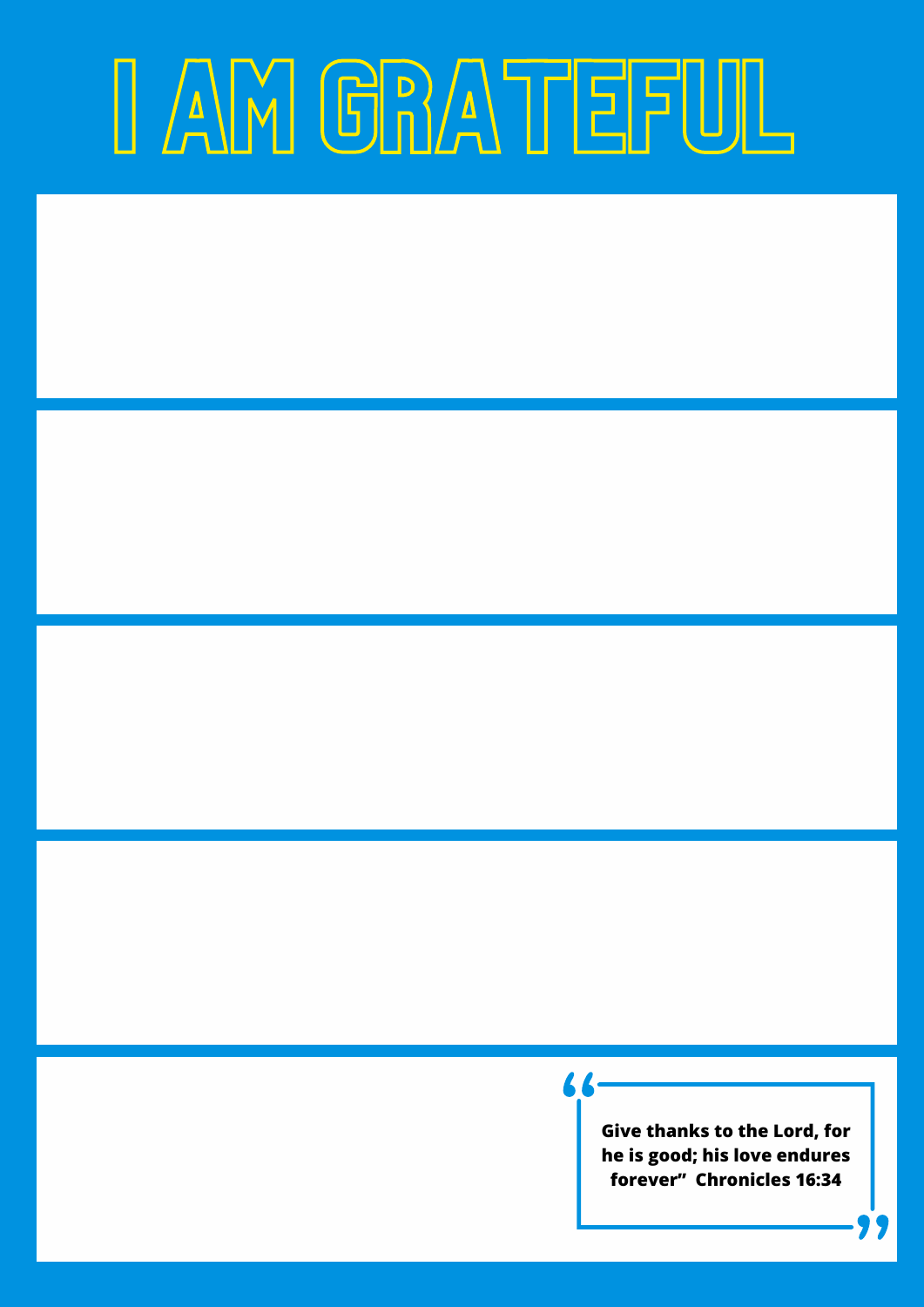# I AM GRATEFUL

**Give thanks to the Lord, for he is good; his love endures forever" Chronicles 16:34**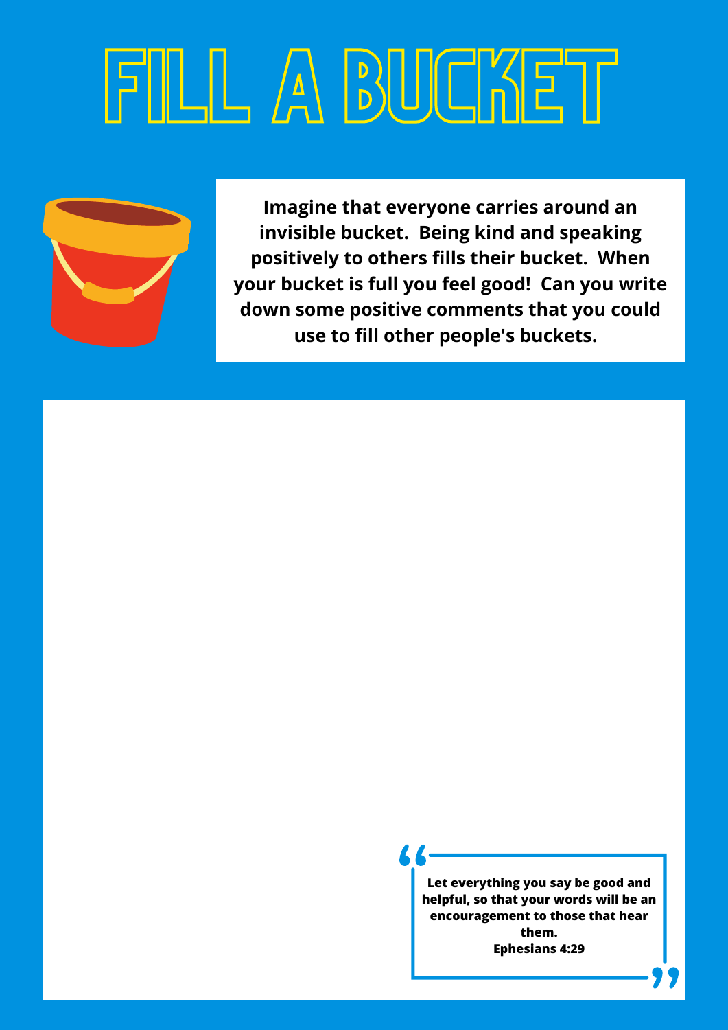# FILL A BUCKET

**Imagine that everyone carries around an invisible bucket. Being kind and speaking positively to others fills their bucket. When your bucket is full you feel good! Can you write down some positive comments that you could use to fill other people's buckets.**

> **Let everything you say be good and helpful, so that your words will be an encouragement to those that hear them.**
> **Ephesians 4:29**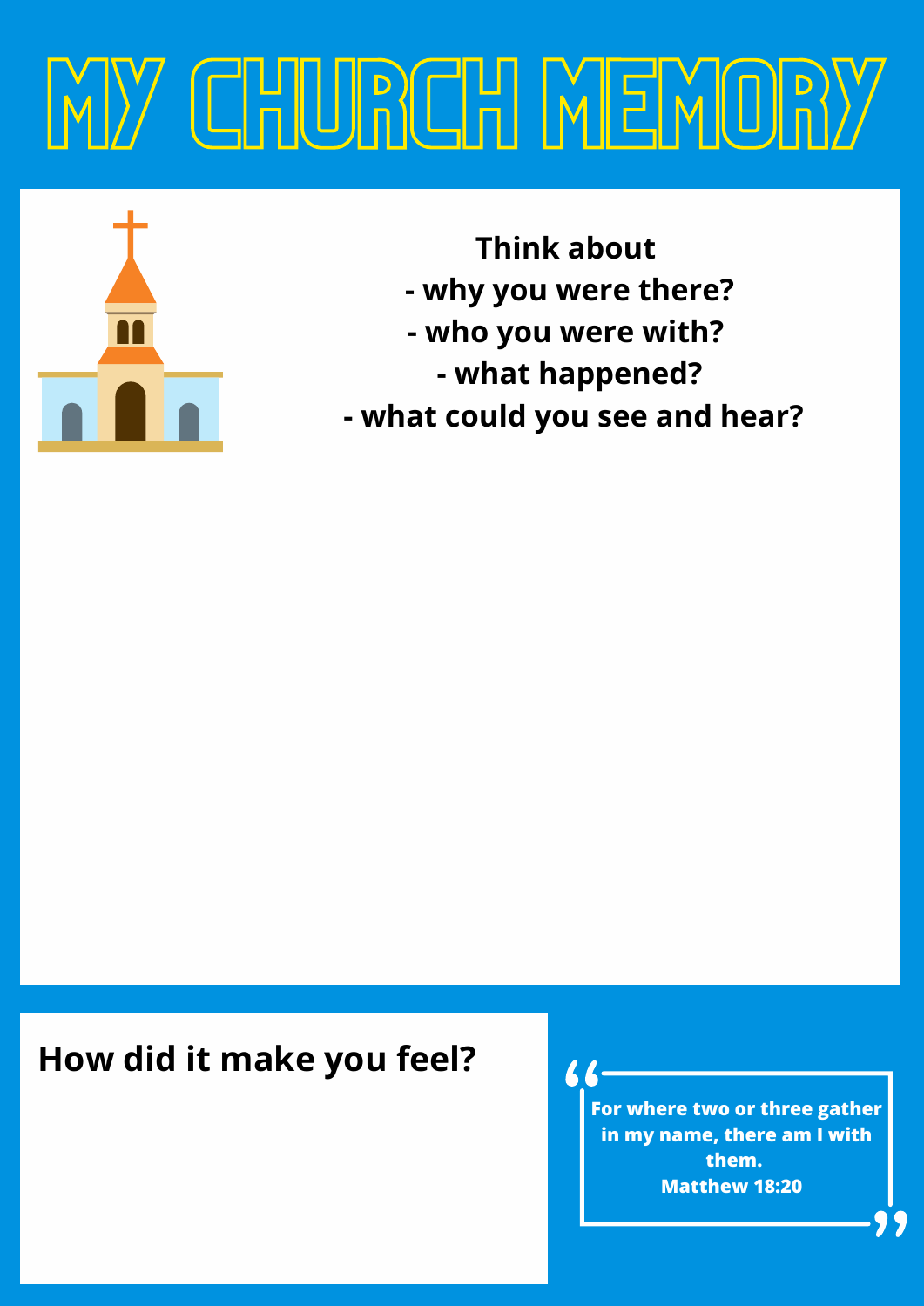# MY CHURCH MEMORY

**Think about**
**- why you were there?**
**- who you were with?**
**- what happened?**
**- what could you see and hear?**

## How did it make you feel?

> **For where two or three gather in my name, there am I with them.**
> **Matthew 18:20**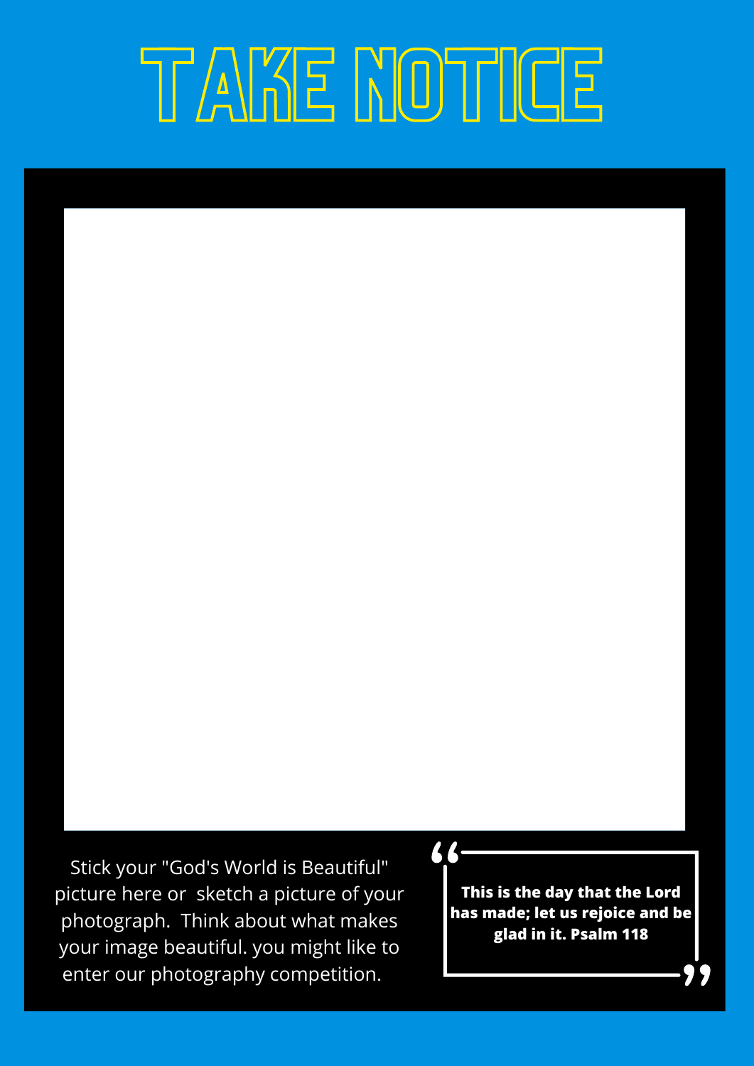# TAKE NOTICE

Stick your "God's World is Beautiful" picture here or sketch a picture of your photograph. Think about what makes your image beautiful. you might like to enter our photography competition.

> **This is the day that the Lord has made; let us rejoice and be glad in it. Psalm 118**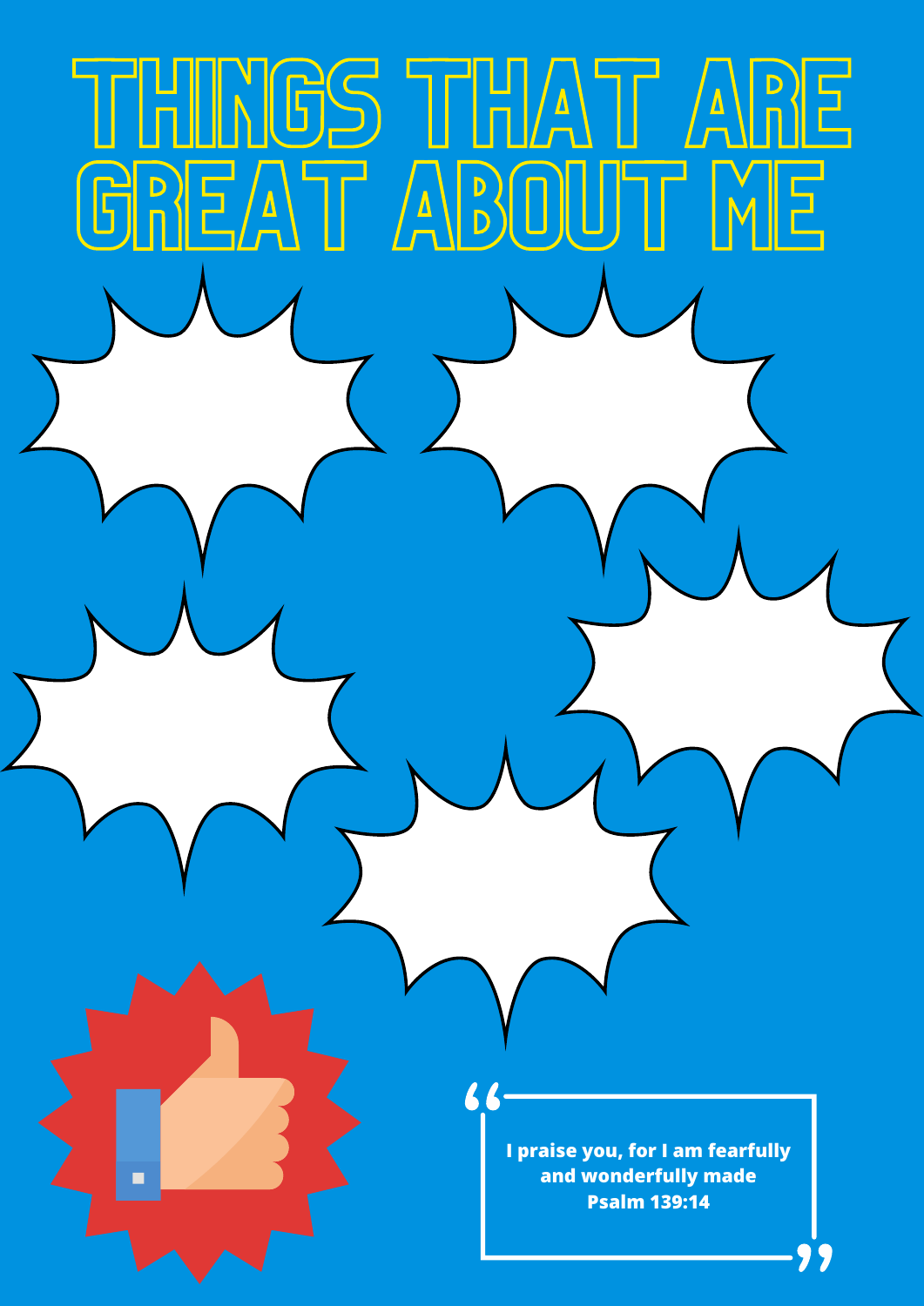# THINGS THAT ARE GREAT ABOUT ME

> I praise you, for I am fearfully and wonderfully made
> Psalm 139:14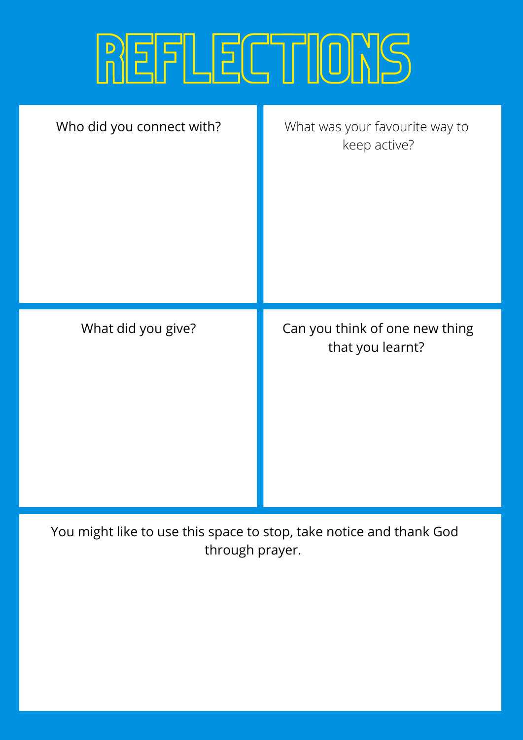# REFLECTIONS

Who did you connect with?

What was your favourite way to keep active?

What did you give?

Can you think of one new thing that you learnt?

You might like to use this space to stop, take notice and thank God through prayer.